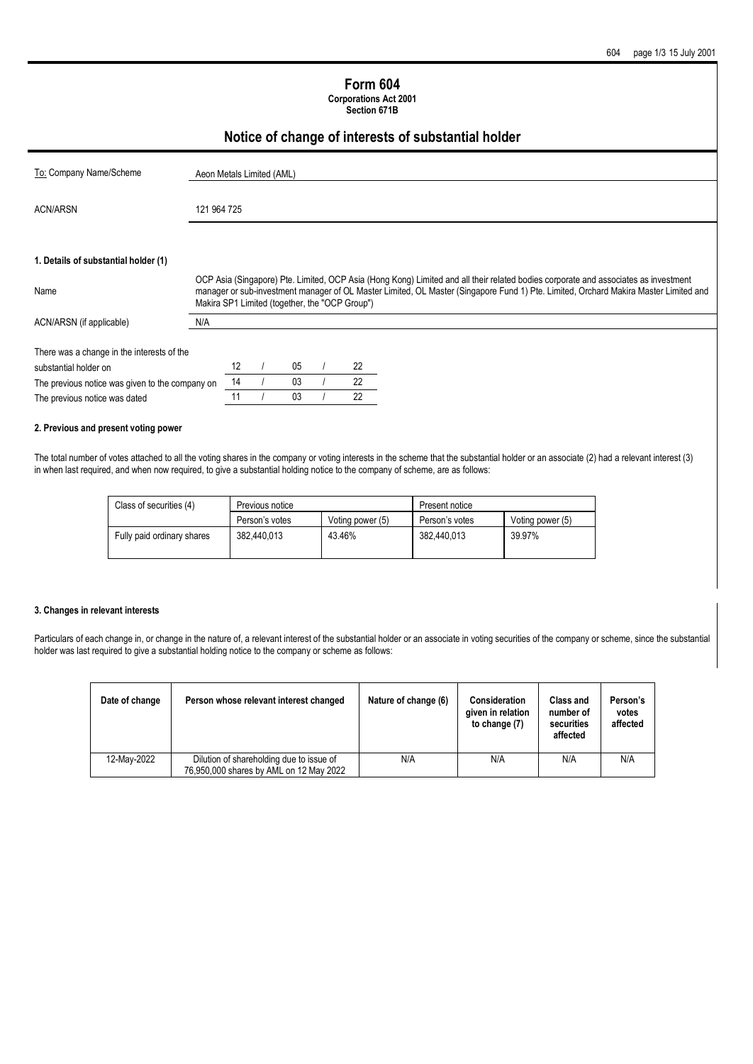# Form 604

**Corporations Act 2001**
**Section 671B**

## Notice of change of interests of substantial holder

| | |
|---|---|
| To: Company Name/Scheme | Aeon Metals Limited (AML) |
| ACN/ARSN | 121 964 725 |

### 1. Details of substantial holder (1)

| | |
|---|---|
| Name | OCP Asia (Singapore) Pte. Limited, OCP Asia (Hong Kong) Limited and all their related bodies corporate and associates as investment manager or sub-investment manager of OL Master Limited, OL Master (Singapore Fund 1) Pte. Limited, Orchard Makira Master Limited and Makira SP1 Limited (together, the "OCP Group") |
| ACN/ARSN (if applicable) | N/A |

| | |
|---|---|
| There was a change in the interests of the substantial holder on | 12 / 05 / 22 |
| The previous notice was given to the company on | 14 / 03 / 22 |
| The previous notice was dated | 11 / 03 / 22 |

### 2. Previous and present voting power

The total number of votes attached to all the voting shares in the company or voting interests in the scheme that the substantial holder or an associate (2) had a relevant interest (3) in when last required, and when now required, to give a substantial holding notice to the company of scheme, are as follows:

| Class of securities (4) | Previous notice | | Present notice | |
|---|---|---|---|---|
| | Person's votes | Voting power (5) | Person's votes | Voting power (5) |
| Fully paid ordinary shares | 382,440,013 | 43.46% | 382,440,013 | 39.97% |

### 3. Changes in relevant interests

Particulars of each change in, or change in the nature of, a relevant interest of the substantial holder or an associate in voting securities of the company or scheme, since the substantial holder was last required to give a substantial holding notice to the company or scheme as follows:

| Date of change | Person whose relevant interest changed | Nature of change (6) | Consideration given in relation to change (7) | Class and number of securities affected | Person's votes affected |
|---|---|---|---|---|---|
| 12-May-2022 | Dilution of shareholding due to issue of 76,950,000 shares by AML on 12 May 2022 | N/A | N/A | N/A | N/A |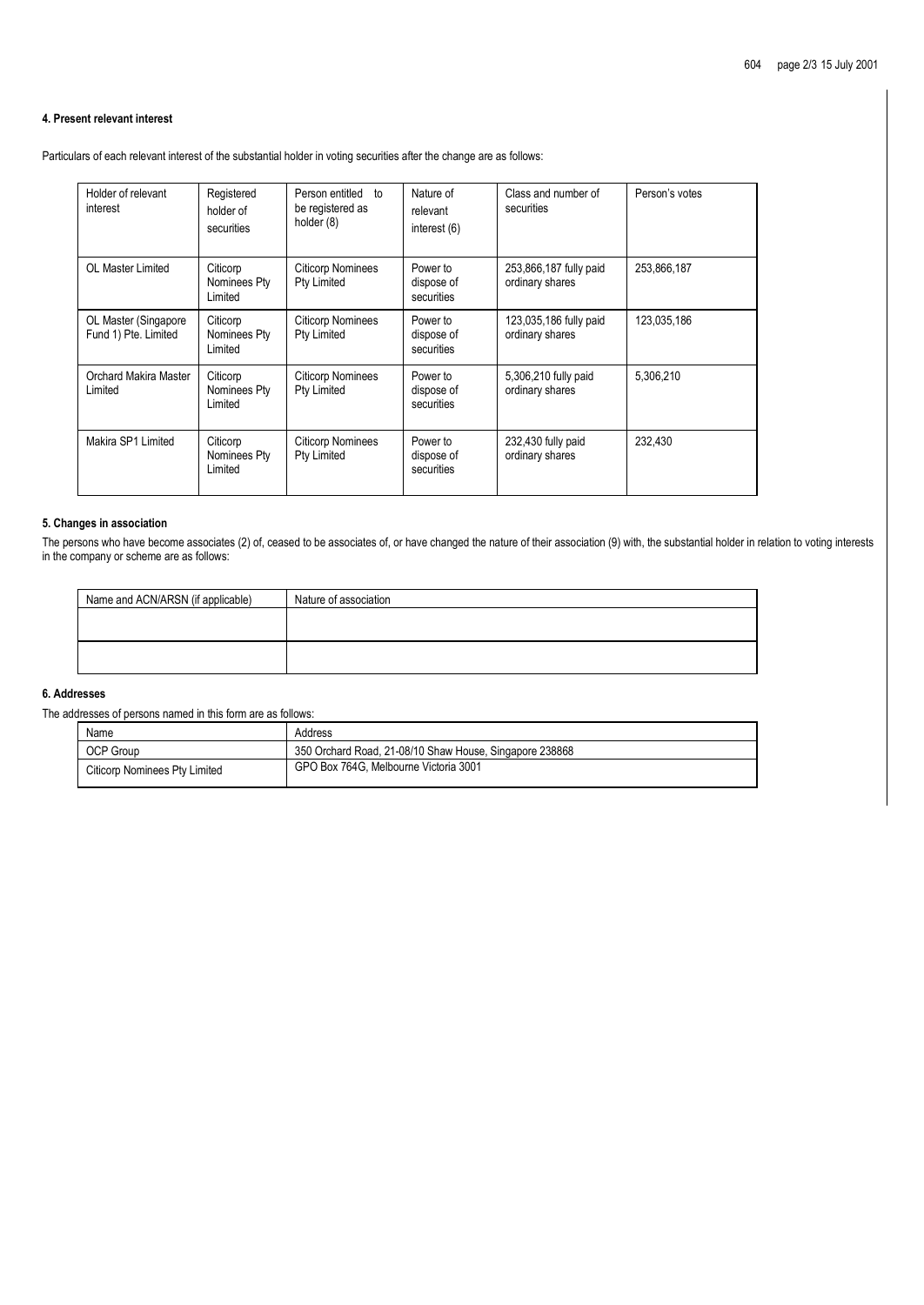#### 4. Present relevant interest

Particulars of each relevant interest of the substantial holder in voting securities after the change are as follows:

| Holder of relevant interest | Registered holder of securities | Person entitled to be registered as holder (8) | Nature of relevant interest (6) | Class and number of securities | Person's votes |
|---|---|---|---|---|---|
| OL Master Limited | Citicorp Nominees Pty Limited | Citicorp Nominees Pty Limited | Power to dispose of securities | 253,866,187 fully paid ordinary shares | 253,866,187 |
| OL Master (Singapore Fund 1) Pte. Limited | Citicorp Nominees Pty Limited | Citicorp Nominees Pty Limited | Power to dispose of securities | 123,035,186 fully paid ordinary shares | 123,035,186 |
| Orchard Makira Master Limited | Citicorp Nominees Pty Limited | Citicorp Nominees Pty Limited | Power to dispose of securities | 5,306,210 fully paid ordinary shares | 5,306,210 |
| Makira SP1 Limited | Citicorp Nominees Pty Limited | Citicorp Nominees Pty Limited | Power to dispose of securities | 232,430 fully paid ordinary shares | 232,430 |

#### 5. Changes in association

The persons who have become associates (2) of, ceased to be associates of, or have changed the nature of their association (9) with, the substantial holder in relation to voting interests in the company or scheme are as follows:

| Name and ACN/ARSN (if applicable) | Nature of association |
|---|---|
| | |
| | |

#### 6. Addresses

The addresses of persons named in this form are as follows:

| Name | Address |
|---|---|
| OCP Group | 350 Orchard Road, 21-08/10 Shaw House, Singapore 238868 |
| Citicorp Nominees Pty Limited | GPO Box 764G, Melbourne Victoria 3001 |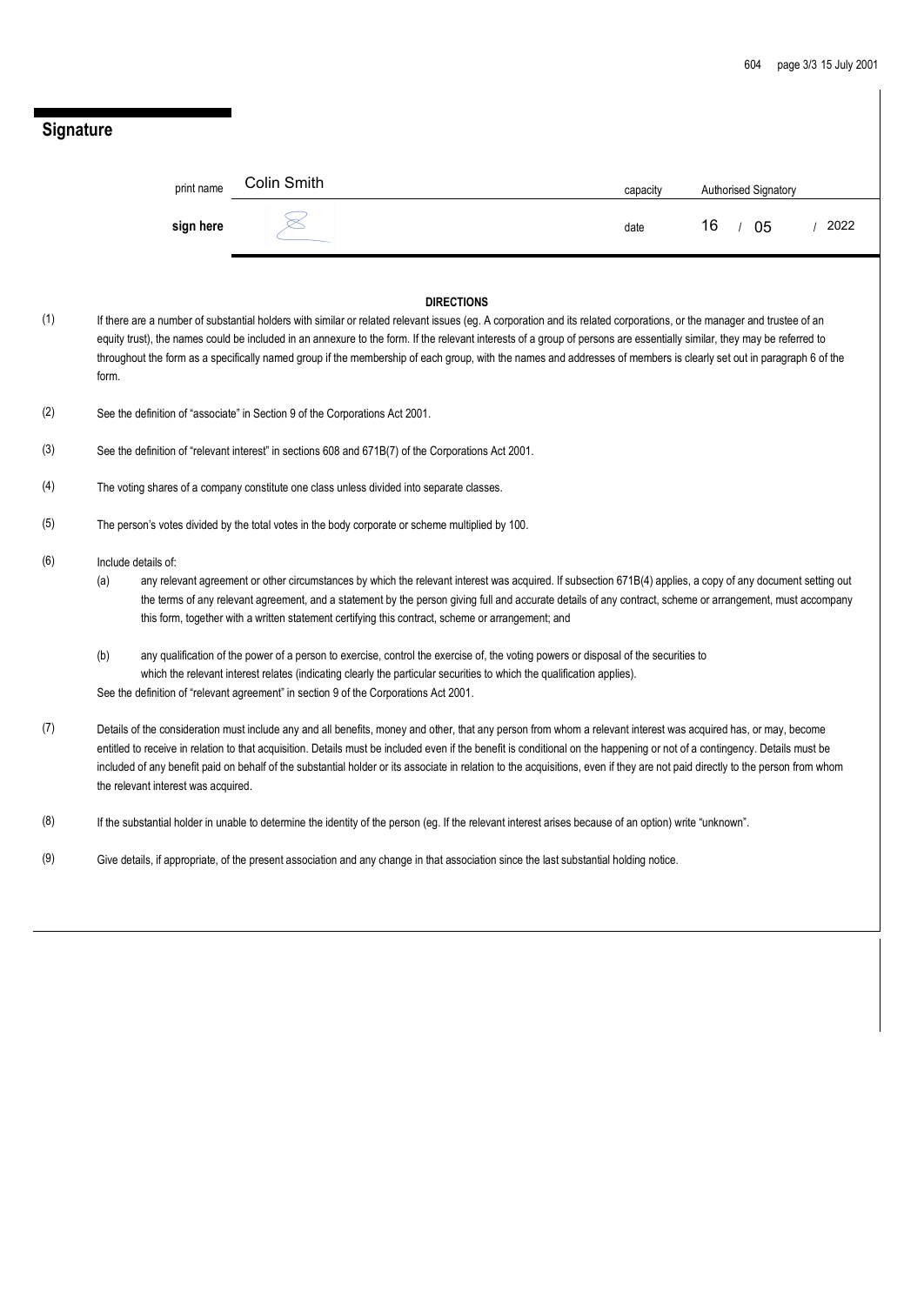## Signature

| | | | |
|---|---|---|---|
| print name | Colin Smith | capacity | Authorised Signatory |
| sign here | | date | 16 / 05 / 2022 |

**DIRECTIONS**

(1) If there are a number of substantial holders with similar or related relevant issues (eg. A corporation and its related corporations, or the manager and trustee of an equity trust), the names could be included in an annexure to the form. If the relevant interests of a group of persons are essentially similar, they may be referred to throughout the form as a specifically named group if the membership of each group, with the names and addresses of members is clearly set out in paragraph 6 of the form.

(2) See the definition of "associate" in Section 9 of the Corporations Act 2001.

(3) See the definition of "relevant interest" in sections 608 and 671B(7) of the Corporations Act 2001.

(4) The voting shares of a company constitute one class unless divided into separate classes.

(5) The person's votes divided by the total votes in the body corporate or scheme multiplied by 100.

(6) Include details of:

(a) any relevant agreement or other circumstances by which the relevant interest was acquired. If subsection 671B(4) applies, a copy of any document setting out the terms of any relevant agreement, and a statement by the person giving full and accurate details of any contract, scheme or arrangement, must accompany this form, together with a written statement certifying this contract, scheme or arrangement; and

(b) any qualification of the power of a person to exercise, control the exercise of, the voting powers or disposal of the securities to which the relevant interest relates (indicating clearly the particular securities to which the qualification applies).

See the definition of "relevant agreement" in section 9 of the Corporations Act 2001.

(7) Details of the consideration must include any and all benefits, money and other, that any person from whom a relevant interest was acquired has, or may, become entitled to receive in relation to that acquisition. Details must be included even if the benefit is conditional on the happening or not of a contingency. Details must be included of any benefit paid on behalf of the substantial holder or its associate in relation to the acquisitions, even if they are not paid directly to the person from whom the relevant interest was acquired.

(8) If the substantial holder in unable to determine the identity of the person (eg. If the relevant interest arises because of an option) write "unknown".

(9) Give details, if appropriate, of the present association and any change in that association since the last substantial holding notice.